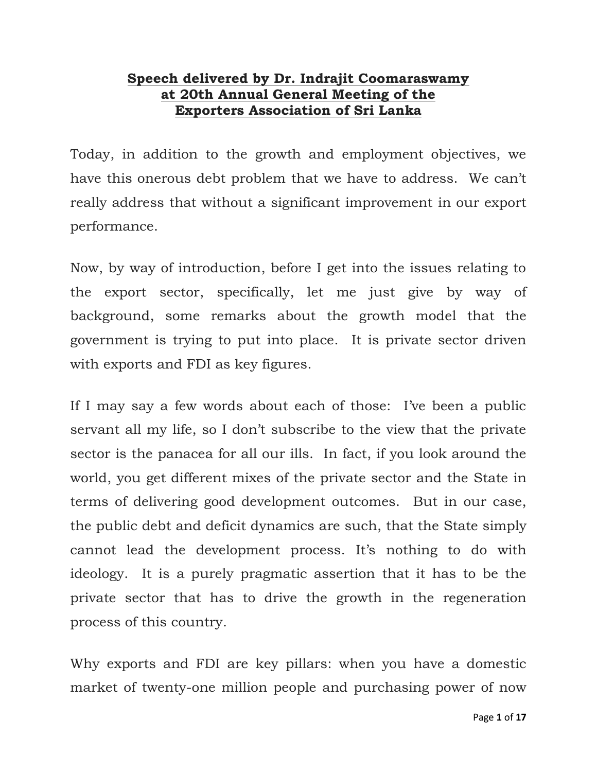# Speech delivered by Dr. Indrajit Coomaraswamy at 20th Annual General Meeting of the Exporters Association of Sri Lanka

Today, in addition to the growth and employment objectives, we have this onerous debt problem that we have to address. We can't really address that without a significant improvement in our export performance.

Now, by way of introduction, before I get into the issues relating to the export sector, specifically, let me just give by way of background, some remarks about the growth model that the government is trying to put into place. It is private sector driven with exports and FDI as key figures.

If I may say a few words about each of those: I've been a public servant all my life, so I don't subscribe to the view that the private sector is the panacea for all our ills. In fact, if you look around the world, you get different mixes of the private sector and the State in terms of delivering good development outcomes. But in our case, the public debt and deficit dynamics are such, that the State simply cannot lead the development process. It's nothing to do with ideology. It is a purely pragmatic assertion that it has to be the private sector that has to drive the growth in the regeneration process of this country.

Why exports and FDI are key pillars: when you have a domestic market of twenty-one million people and purchasing power of now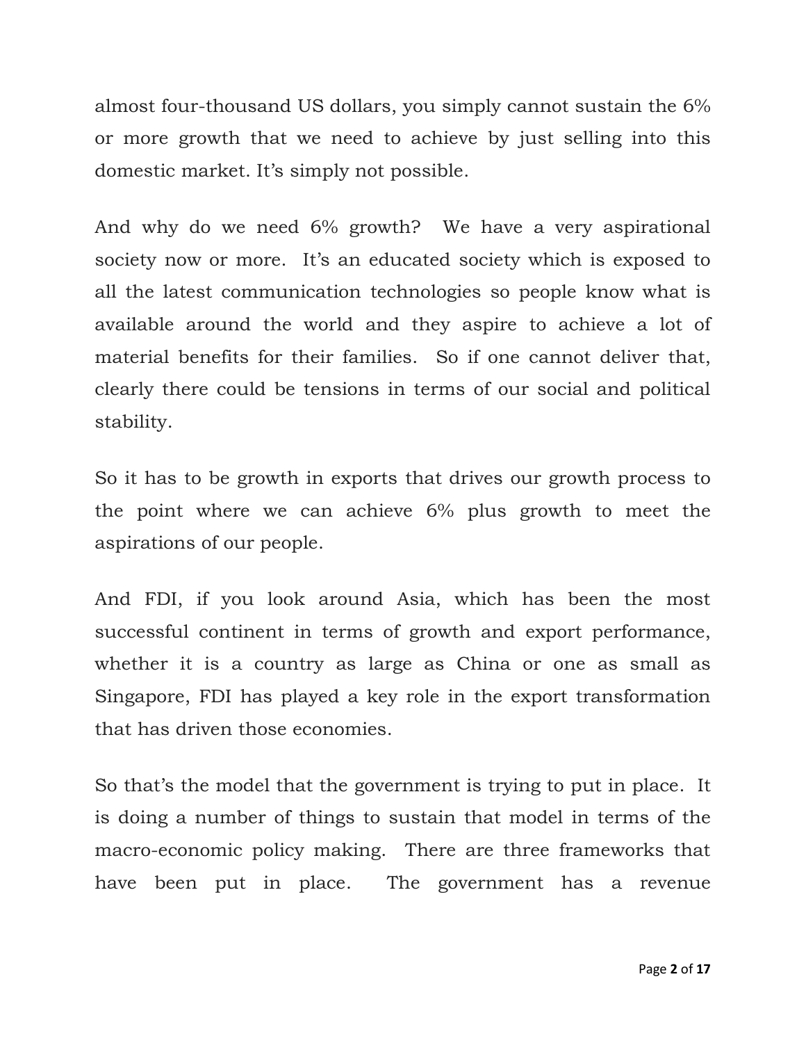almost four-thousand US dollars, you simply cannot sustain the 6% or more growth that we need to achieve by just selling into this domestic market. It's simply not possible.

And why do we need 6% growth? We have a very aspirational society now or more. It's an educated society which is exposed to all the latest communication technologies so people know what is available around the world and they aspire to achieve a lot of material benefits for their families. So if one cannot deliver that, clearly there could be tensions in terms of our social and political stability.

So it has to be growth in exports that drives our growth process to the point where we can achieve 6% plus growth to meet the aspirations of our people.

And FDI, if you look around Asia, which has been the most successful continent in terms of growth and export performance, whether it is a country as large as China or one as small as Singapore, FDI has played a key role in the export transformation that has driven those economies.

So that's the model that the government is trying to put in place. It is doing a number of things to sustain that model in terms of the macro-economic policy making. There are three frameworks that have been put in place. The government has a revenue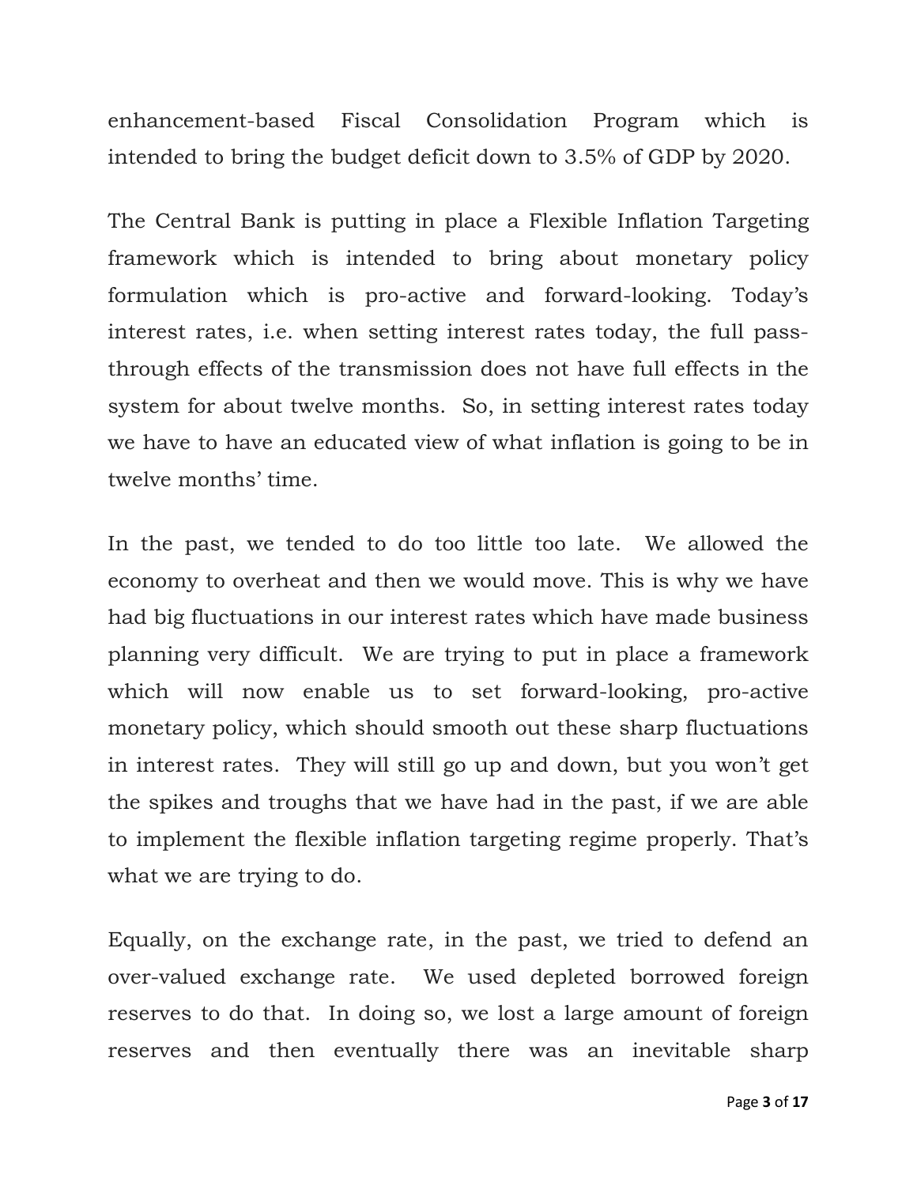enhancement-based Fiscal Consolidation Program which is intended to bring the budget deficit down to 3.5% of GDP by 2020.

The Central Bank is putting in place a Flexible Inflation Targeting framework which is intended to bring about monetary policy formulation which is pro-active and forward-looking. Today's interest rates, i.e. when setting interest rates today, the full pass-through effects of the transmission does not have full effects in the system for about twelve months. So, in setting interest rates today we have to have an educated view of what inflation is going to be in twelve months' time.

In the past, we tended to do too little too late. We allowed the economy to overheat and then we would move. This is why we have had big fluctuations in our interest rates which have made business planning very difficult. We are trying to put in place a framework which will now enable us to set forward-looking, pro-active monetary policy, which should smooth out these sharp fluctuations in interest rates. They will still go up and down, but you won't get the spikes and troughs that we have had in the past, if we are able to implement the flexible inflation targeting regime properly. That's what we are trying to do.

Equally, on the exchange rate, in the past, we tried to defend an over-valued exchange rate. We used depleted borrowed foreign reserves to do that. In doing so, we lost a large amount of foreign reserves and then eventually there was an inevitable sharp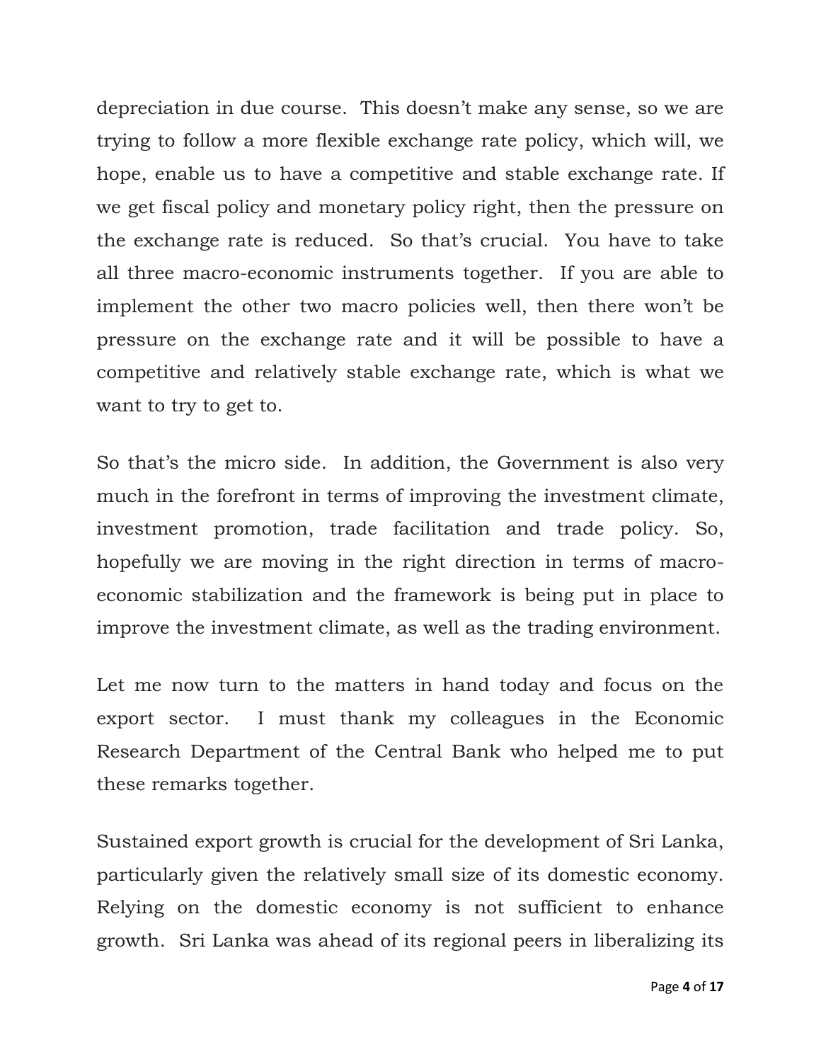depreciation in due course. This doesn't make any sense, so we are trying to follow a more flexible exchange rate policy, which will, we hope, enable us to have a competitive and stable exchange rate. If we get fiscal policy and monetary policy right, then the pressure on the exchange rate is reduced. So that's crucial. You have to take all three macro-economic instruments together. If you are able to implement the other two macro policies well, then there won't be pressure on the exchange rate and it will be possible to have a competitive and relatively stable exchange rate, which is what we want to try to get to.

So that's the micro side. In addition, the Government is also very much in the forefront in terms of improving the investment climate, investment promotion, trade facilitation and trade policy. So, hopefully we are moving in the right direction in terms of macro-economic stabilization and the framework is being put in place to improve the investment climate, as well as the trading environment.

Let me now turn to the matters in hand today and focus on the export sector. I must thank my colleagues in the Economic Research Department of the Central Bank who helped me to put these remarks together.

Sustained export growth is crucial for the development of Sri Lanka, particularly given the relatively small size of its domestic economy. Relying on the domestic economy is not sufficient to enhance growth. Sri Lanka was ahead of its regional peers in liberalizing its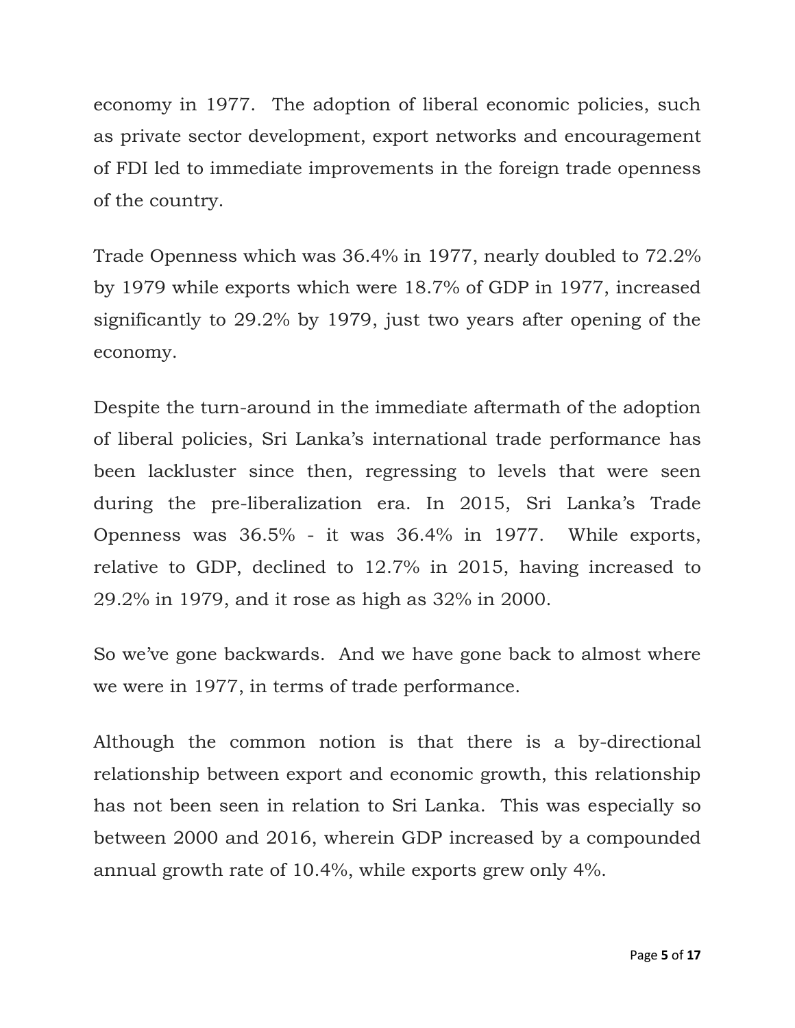economy in 1977. The adoption of liberal economic policies, such as private sector development, export networks and encouragement of FDI led to immediate improvements in the foreign trade openness of the country.

Trade Openness which was 36.4% in 1977, nearly doubled to 72.2% by 1979 while exports which were 18.7% of GDP in 1977, increased significantly to 29.2% by 1979, just two years after opening of the economy.

Despite the turn-around in the immediate aftermath of the adoption of liberal policies, Sri Lanka's international trade performance has been lackluster since then, regressing to levels that were seen during the pre-liberalization era. In 2015, Sri Lanka's Trade Openness was 36.5% - it was 36.4% in 1977. While exports, relative to GDP, declined to 12.7% in 2015, having increased to 29.2% in 1979, and it rose as high as 32% in 2000.

So we've gone backwards. And we have gone back to almost where we were in 1977, in terms of trade performance.

Although the common notion is that there is a by-directional relationship between export and economic growth, this relationship has not been seen in relation to Sri Lanka. This was especially so between 2000 and 2016, wherein GDP increased by a compounded annual growth rate of 10.4%, while exports grew only 4%.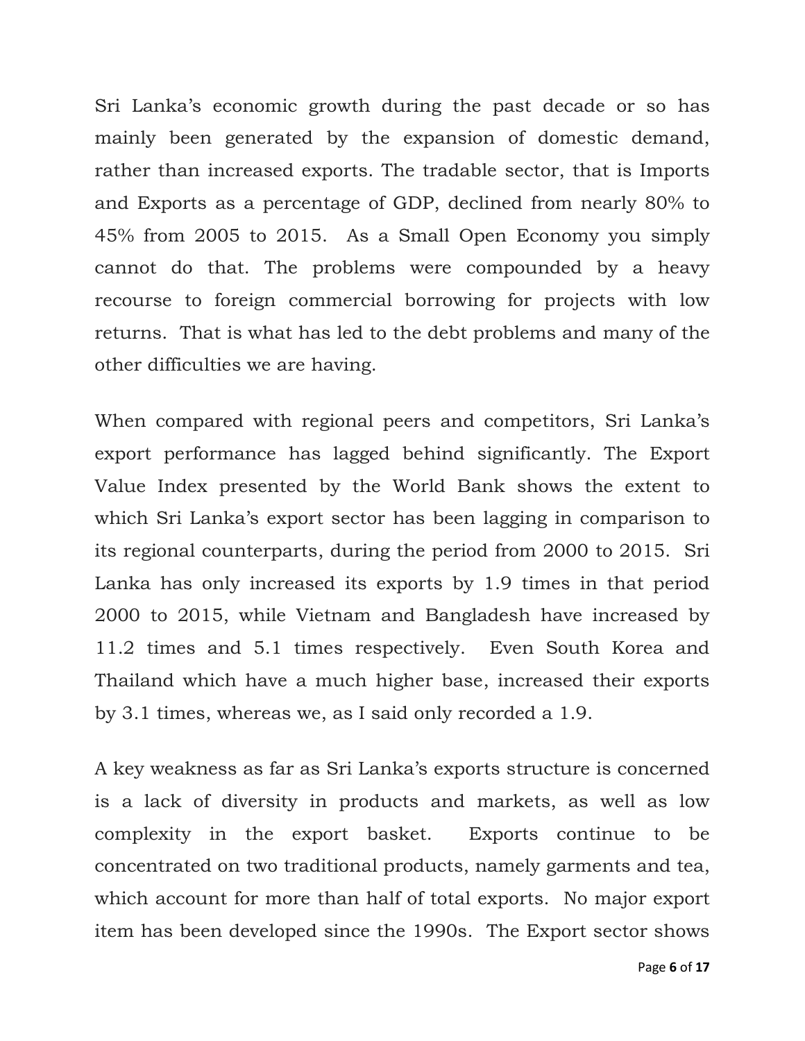Sri Lanka's economic growth during the past decade or so has mainly been generated by the expansion of domestic demand, rather than increased exports. The tradable sector, that is Imports and Exports as a percentage of GDP, declined from nearly 80% to 45% from 2005 to 2015. As a Small Open Economy you simply cannot do that. The problems were compounded by a heavy recourse to foreign commercial borrowing for projects with low returns. That is what has led to the debt problems and many of the other difficulties we are having.

When compared with regional peers and competitors, Sri Lanka's export performance has lagged behind significantly. The Export Value Index presented by the World Bank shows the extent to which Sri Lanka's export sector has been lagging in comparison to its regional counterparts, during the period from 2000 to 2015. Sri Lanka has only increased its exports by 1.9 times in that period 2000 to 2015, while Vietnam and Bangladesh have increased by 11.2 times and 5.1 times respectively. Even South Korea and Thailand which have a much higher base, increased their exports by 3.1 times, whereas we, as I said only recorded a 1.9.

A key weakness as far as Sri Lanka's exports structure is concerned is a lack of diversity in products and markets, as well as low complexity in the export basket. Exports continue to be concentrated on two traditional products, namely garments and tea, which account for more than half of total exports. No major export item has been developed since the 1990s. The Export sector shows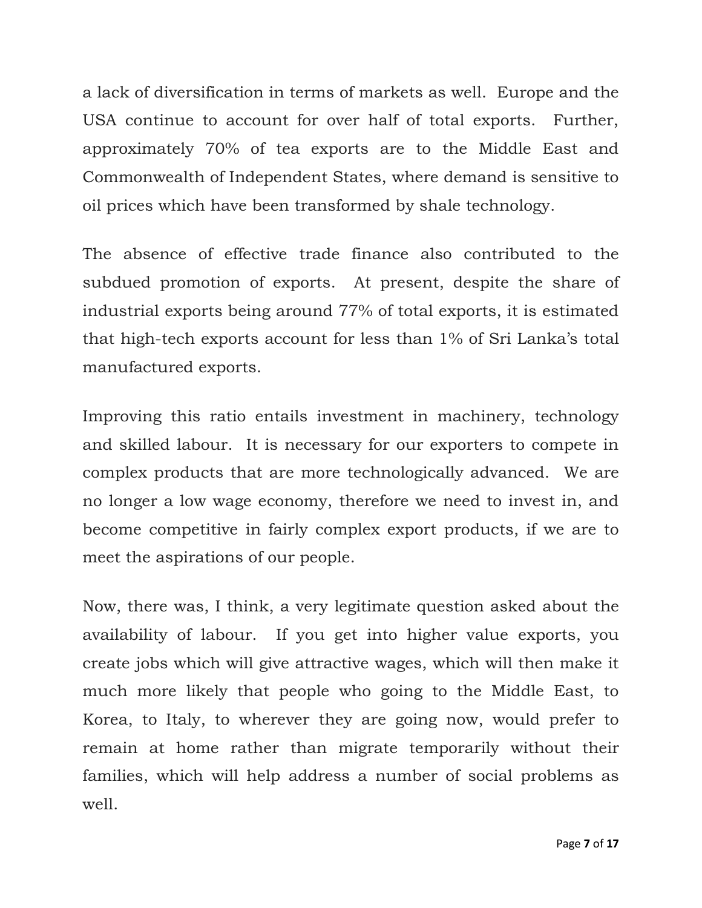a lack of diversification in terms of markets as well. Europe and the USA continue to account for over half of total exports. Further, approximately 70% of tea exports are to the Middle East and Commonwealth of Independent States, where demand is sensitive to oil prices which have been transformed by shale technology.

The absence of effective trade finance also contributed to the subdued promotion of exports. At present, despite the share of industrial exports being around 77% of total exports, it is estimated that high-tech exports account for less than 1% of Sri Lanka's total manufactured exports.

Improving this ratio entails investment in machinery, technology and skilled labour. It is necessary for our exporters to compete in complex products that are more technologically advanced. We are no longer a low wage economy, therefore we need to invest in, and become competitive in fairly complex export products, if we are to meet the aspirations of our people.

Now, there was, I think, a very legitimate question asked about the availability of labour. If you get into higher value exports, you create jobs which will give attractive wages, which will then make it much more likely that people who going to the Middle East, to Korea, to Italy, to wherever they are going now, would prefer to remain at home rather than migrate temporarily without their families, which will help address a number of social problems as well.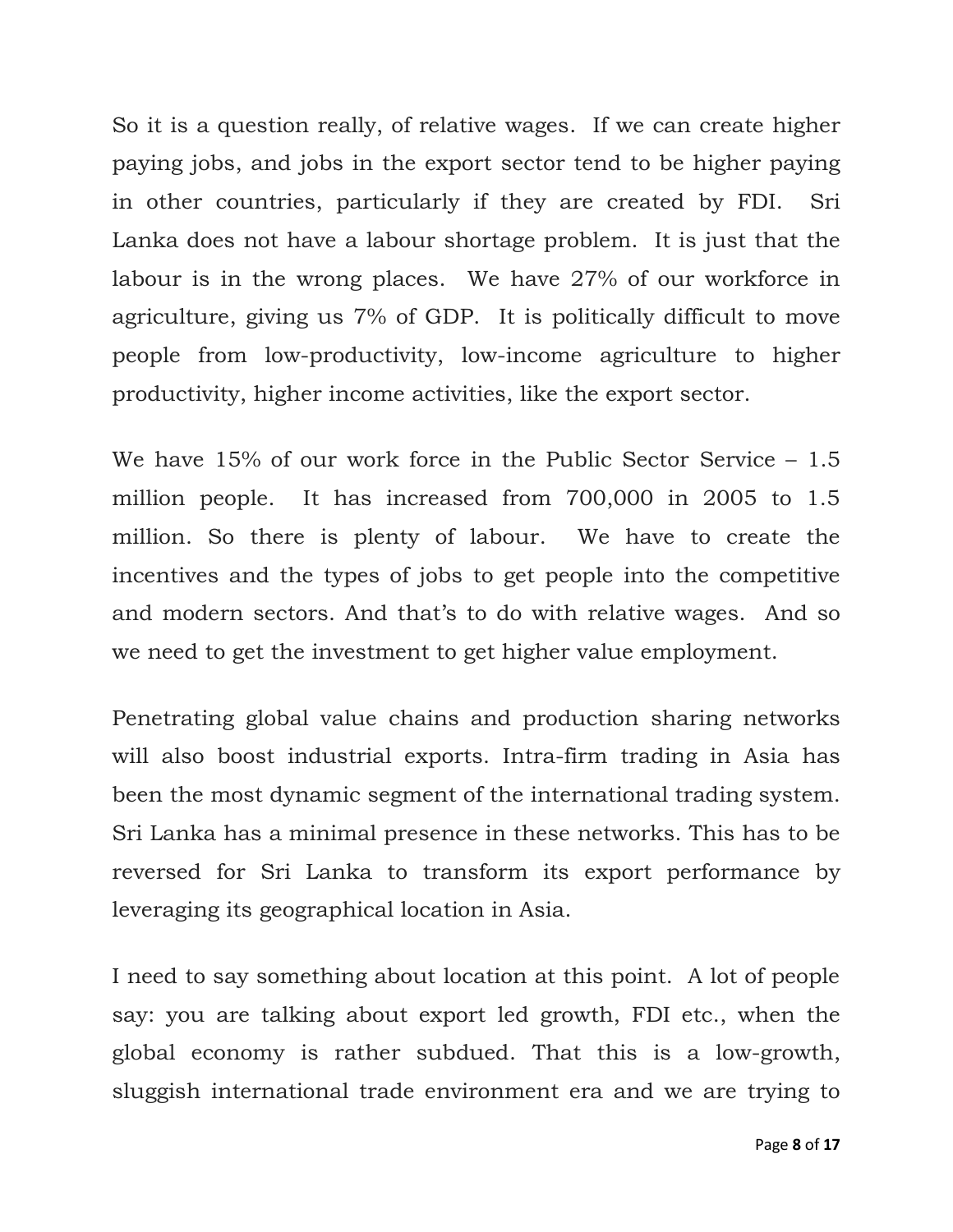So it is a question really, of relative wages. If we can create higher paying jobs, and jobs in the export sector tend to be higher paying in other countries, particularly if they are created by FDI. Sri Lanka does not have a labour shortage problem. It is just that the labour is in the wrong places. We have 27% of our workforce in agriculture, giving us 7% of GDP. It is politically difficult to move people from low-productivity, low-income agriculture to higher productivity, higher income activities, like the export sector.

We have 15% of our work force in the Public Sector Service – 1.5 million people. It has increased from 700,000 in 2005 to 1.5 million. So there is plenty of labour. We have to create the incentives and the types of jobs to get people into the competitive and modern sectors. And that's to do with relative wages. And so we need to get the investment to get higher value employment.

Penetrating global value chains and production sharing networks will also boost industrial exports. Intra-firm trading in Asia has been the most dynamic segment of the international trading system. Sri Lanka has a minimal presence in these networks. This has to be reversed for Sri Lanka to transform its export performance by leveraging its geographical location in Asia.

I need to say something about location at this point. A lot of people say: you are talking about export led growth, FDI etc., when the global economy is rather subdued. That this is a low-growth, sluggish international trade environment era and we are trying to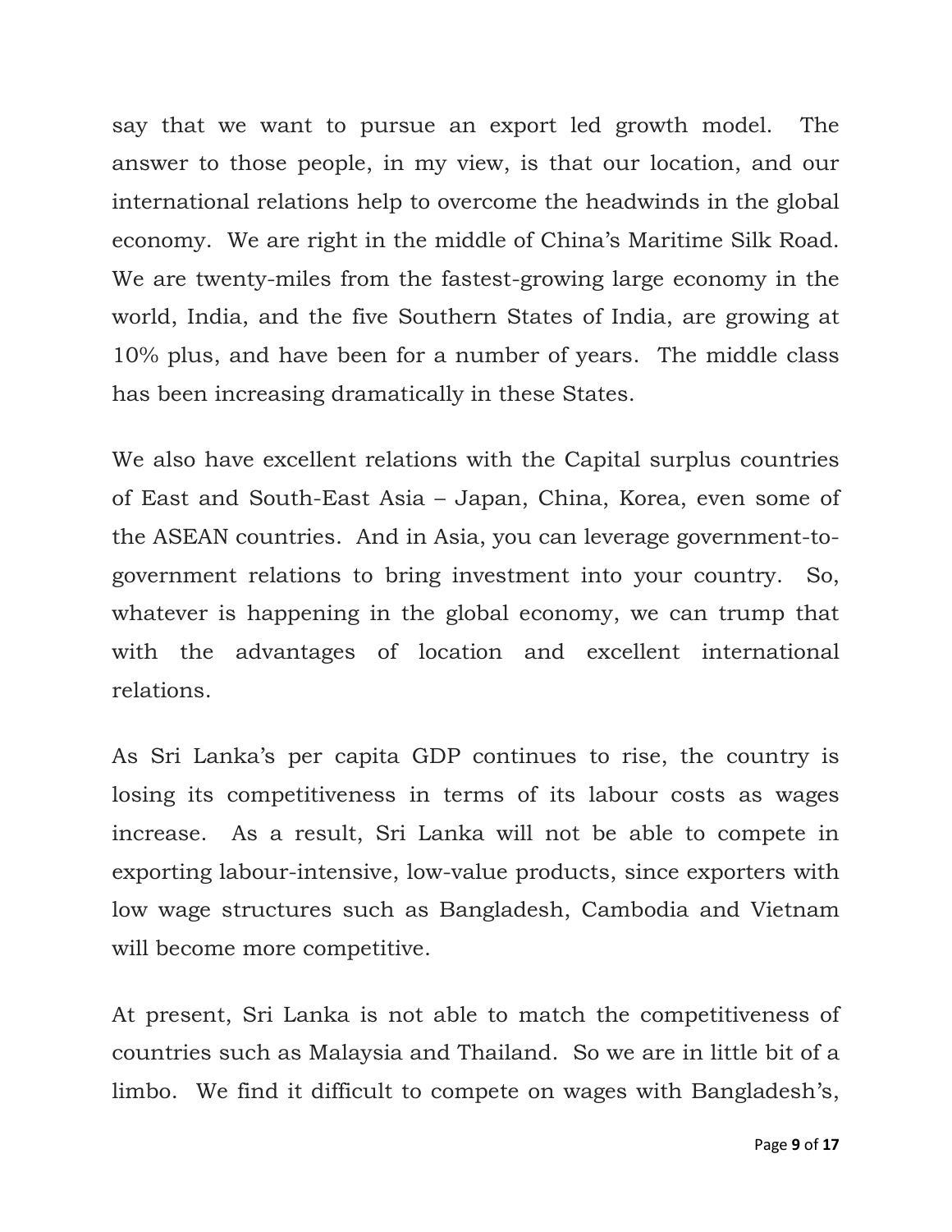say that we want to pursue an export led growth model. The answer to those people, in my view, is that our location, and our international relations help to overcome the headwinds in the global economy. We are right in the middle of China's Maritime Silk Road. We are twenty-miles from the fastest-growing large economy in the world, India, and the five Southern States of India, are growing at 10% plus, and have been for a number of years. The middle class has been increasing dramatically in these States.

We also have excellent relations with the Capital surplus countries of East and South-East Asia – Japan, China, Korea, even some of the ASEAN countries. And in Asia, you can leverage government-to-government relations to bring investment into your country. So, whatever is happening in the global economy, we can trump that with the advantages of location and excellent international relations.

As Sri Lanka's per capita GDP continues to rise, the country is losing its competitiveness in terms of its labour costs as wages increase. As a result, Sri Lanka will not be able to compete in exporting labour-intensive, low-value products, since exporters with low wage structures such as Bangladesh, Cambodia and Vietnam will become more competitive.

At present, Sri Lanka is not able to match the competitiveness of countries such as Malaysia and Thailand. So we are in little bit of a limbo. We find it difficult to compete on wages with Bangladesh's,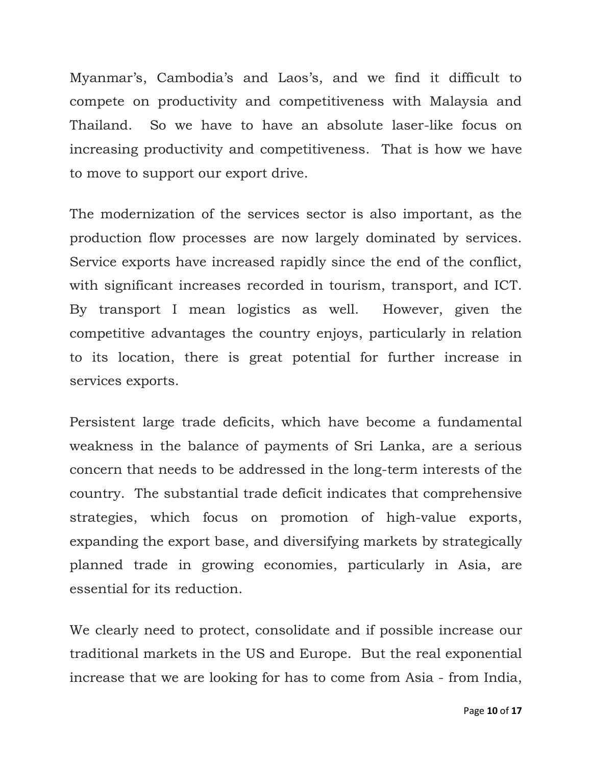Myanmar's, Cambodia's and Laos's, and we find it difficult to compete on productivity and competitiveness with Malaysia and Thailand. So we have to have an absolute laser-like focus on increasing productivity and competitiveness. That is how we have to move to support our export drive.

The modernization of the services sector is also important, as the production flow processes are now largely dominated by services. Service exports have increased rapidly since the end of the conflict, with significant increases recorded in tourism, transport, and ICT. By transport I mean logistics as well. However, given the competitive advantages the country enjoys, particularly in relation to its location, there is great potential for further increase in services exports.

Persistent large trade deficits, which have become a fundamental weakness in the balance of payments of Sri Lanka, are a serious concern that needs to be addressed in the long-term interests of the country. The substantial trade deficit indicates that comprehensive strategies, which focus on promotion of high-value exports, expanding the export base, and diversifying markets by strategically planned trade in growing economies, particularly in Asia, are essential for its reduction.

We clearly need to protect, consolidate and if possible increase our traditional markets in the US and Europe. But the real exponential increase that we are looking for has to come from Asia - from India,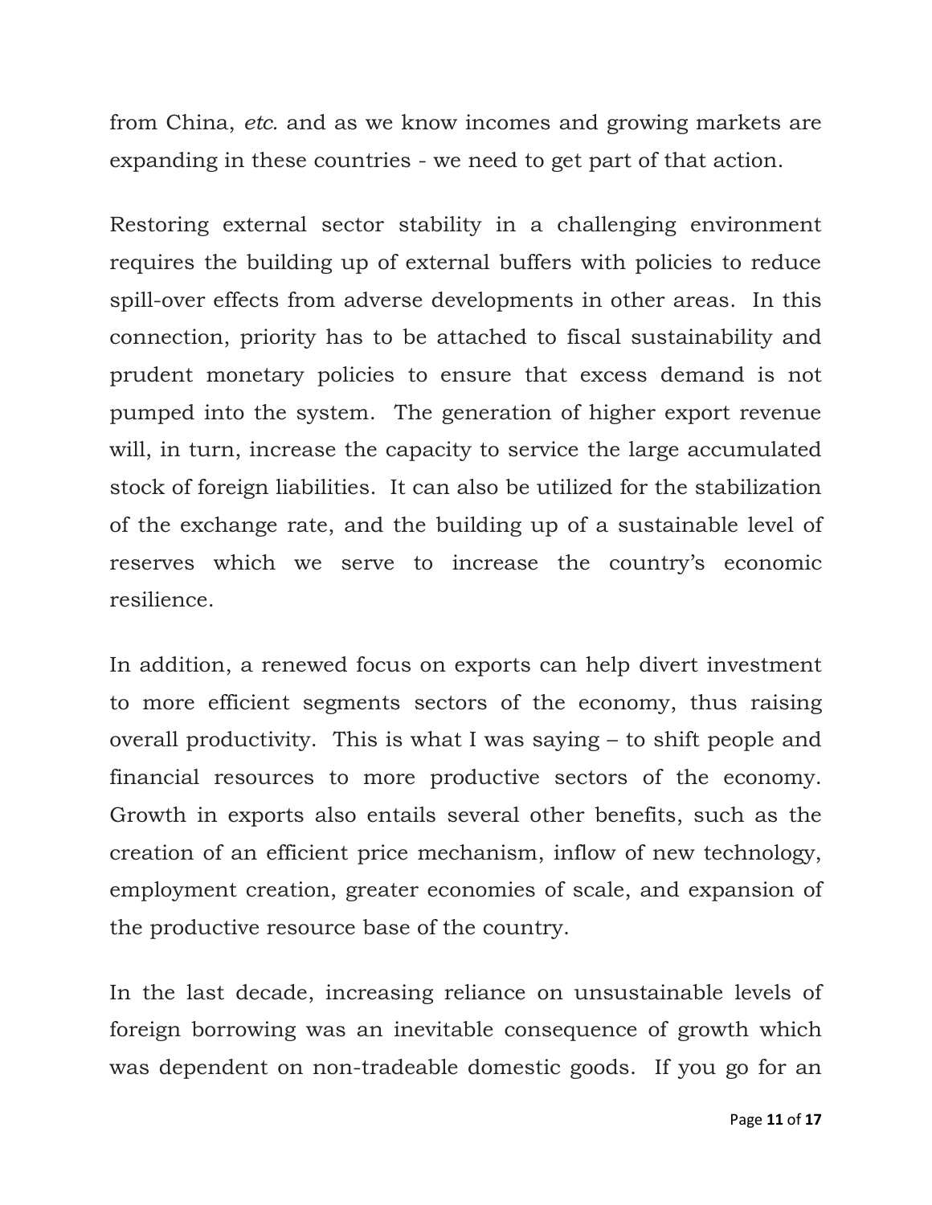from China, *etc.* and as we know incomes and growing markets are expanding in these countries - we need to get part of that action.

Restoring external sector stability in a challenging environment requires the building up of external buffers with policies to reduce spill-over effects from adverse developments in other areas. In this connection, priority has to be attached to fiscal sustainability and prudent monetary policies to ensure that excess demand is not pumped into the system. The generation of higher export revenue will, in turn, increase the capacity to service the large accumulated stock of foreign liabilities. It can also be utilized for the stabilization of the exchange rate, and the building up of a sustainable level of reserves which we serve to increase the country's economic resilience.

In addition, a renewed focus on exports can help divert investment to more efficient segments sectors of the economy, thus raising overall productivity. This is what I was saying – to shift people and financial resources to more productive sectors of the economy. Growth in exports also entails several other benefits, such as the creation of an efficient price mechanism, inflow of new technology, employment creation, greater economies of scale, and expansion of the productive resource base of the country.

In the last decade, increasing reliance on unsustainable levels of foreign borrowing was an inevitable consequence of growth which was dependent on non-tradeable domestic goods. If you go for an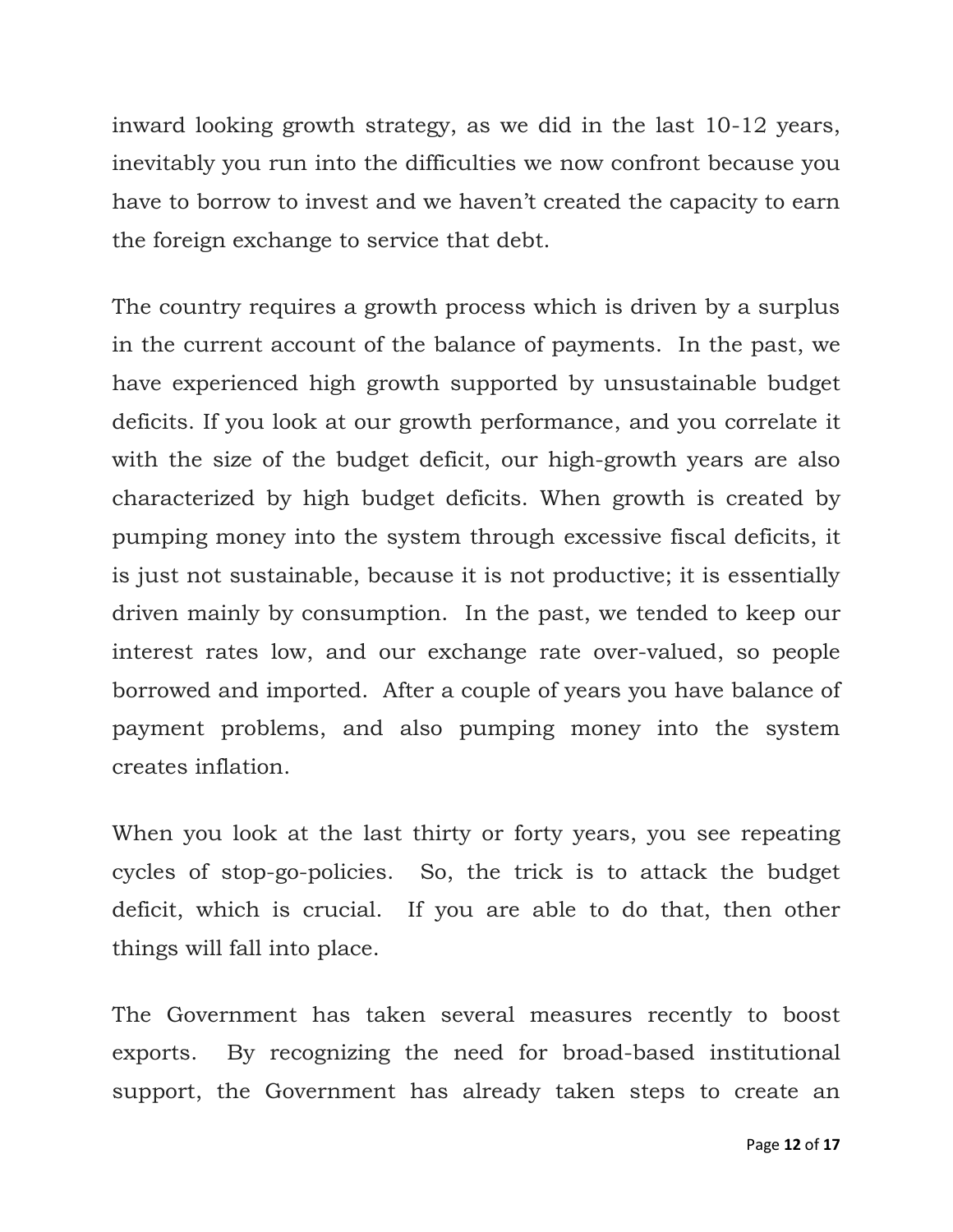inward looking growth strategy, as we did in the last 10-12 years, inevitably you run into the difficulties we now confront because you have to borrow to invest and we haven't created the capacity to earn the foreign exchange to service that debt.

The country requires a growth process which is driven by a surplus in the current account of the balance of payments. In the past, we have experienced high growth supported by unsustainable budget deficits. If you look at our growth performance, and you correlate it with the size of the budget deficit, our high-growth years are also characterized by high budget deficits. When growth is created by pumping money into the system through excessive fiscal deficits, it is just not sustainable, because it is not productive; it is essentially driven mainly by consumption. In the past, we tended to keep our interest rates low, and our exchange rate over-valued, so people borrowed and imported. After a couple of years you have balance of payment problems, and also pumping money into the system creates inflation.

When you look at the last thirty or forty years, you see repeating cycles of stop-go-policies. So, the trick is to attack the budget deficit, which is crucial. If you are able to do that, then other things will fall into place.

The Government has taken several measures recently to boost exports. By recognizing the need for broad-based institutional support, the Government has already taken steps to create an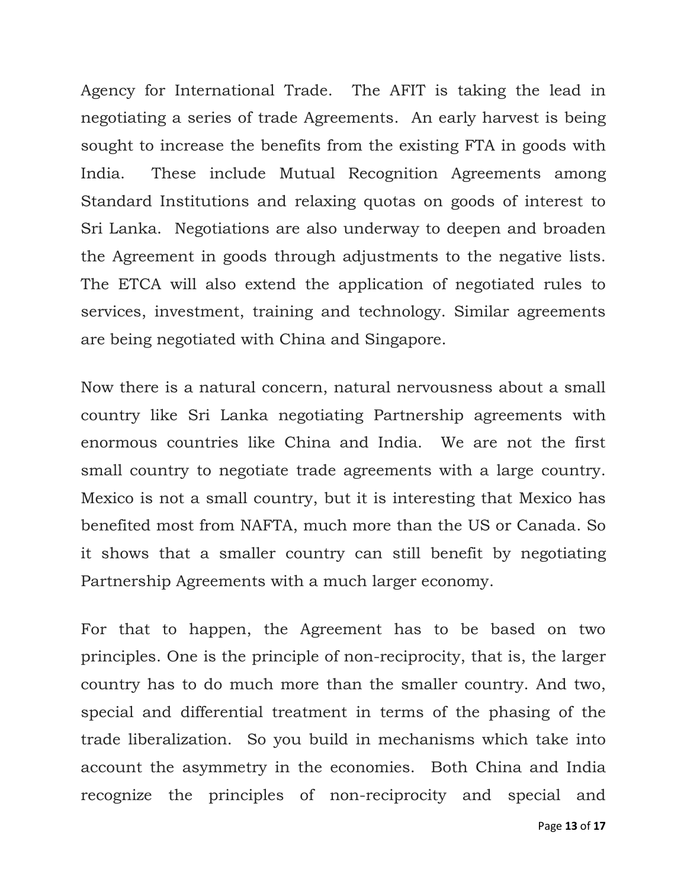Agency for International Trade. The AFIT is taking the lead in negotiating a series of trade Agreements. An early harvest is being sought to increase the benefits from the existing FTA in goods with India. These include Mutual Recognition Agreements among Standard Institutions and relaxing quotas on goods of interest to Sri Lanka. Negotiations are also underway to deepen and broaden the Agreement in goods through adjustments to the negative lists. The ETCA will also extend the application of negotiated rules to services, investment, training and technology. Similar agreements are being negotiated with China and Singapore.

Now there is a natural concern, natural nervousness about a small country like Sri Lanka negotiating Partnership agreements with enormous countries like China and India. We are not the first small country to negotiate trade agreements with a large country. Mexico is not a small country, but it is interesting that Mexico has benefited most from NAFTA, much more than the US or Canada. So it shows that a smaller country can still benefit by negotiating Partnership Agreements with a much larger economy.

For that to happen, the Agreement has to be based on two principles. One is the principle of non-reciprocity, that is, the larger country has to do much more than the smaller country. And two, special and differential treatment in terms of the phasing of the trade liberalization. So you build in mechanisms which take into account the asymmetry in the economies. Both China and India recognize the principles of non-reciprocity and special and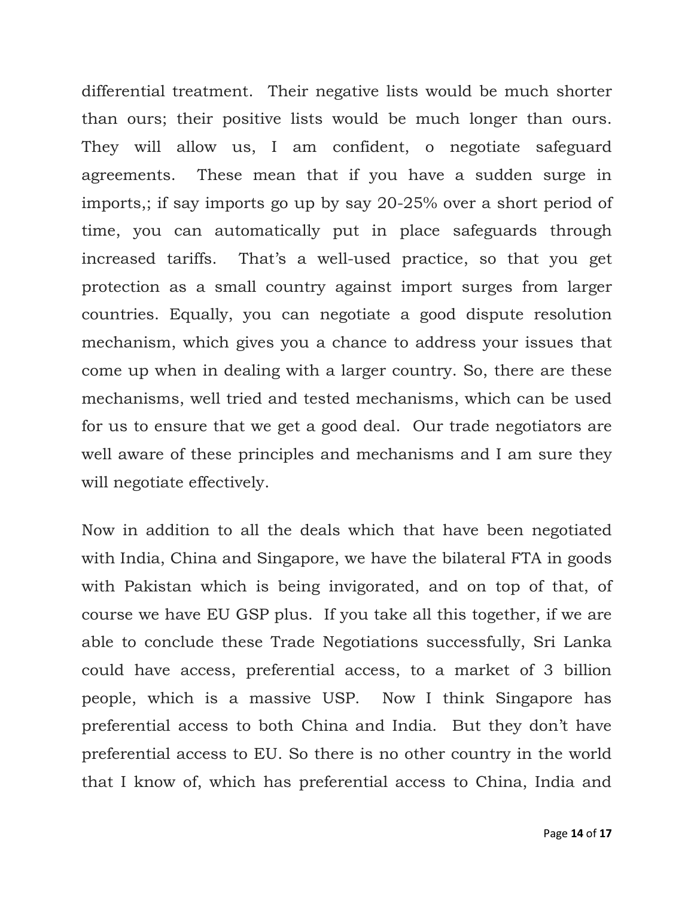differential treatment. Their negative lists would be much shorter than ours; their positive lists would be much longer than ours. They will allow us, I am confident, o negotiate safeguard agreements. These mean that if you have a sudden surge in imports,; if say imports go up by say 20-25% over a short period of time, you can automatically put in place safeguards through increased tariffs. That's a well-used practice, so that you get protection as a small country against import surges from larger countries. Equally, you can negotiate a good dispute resolution mechanism, which gives you a chance to address your issues that come up when in dealing with a larger country. So, there are these mechanisms, well tried and tested mechanisms, which can be used for us to ensure that we get a good deal. Our trade negotiators are well aware of these principles and mechanisms and I am sure they will negotiate effectively.

Now in addition to all the deals which that have been negotiated with India, China and Singapore, we have the bilateral FTA in goods with Pakistan which is being invigorated, and on top of that, of course we have EU GSP plus. If you take all this together, if we are able to conclude these Trade Negotiations successfully, Sri Lanka could have access, preferential access, to a market of 3 billion people, which is a massive USP. Now I think Singapore has preferential access to both China and India. But they don't have preferential access to EU. So there is no other country in the world that I know of, which has preferential access to China, India and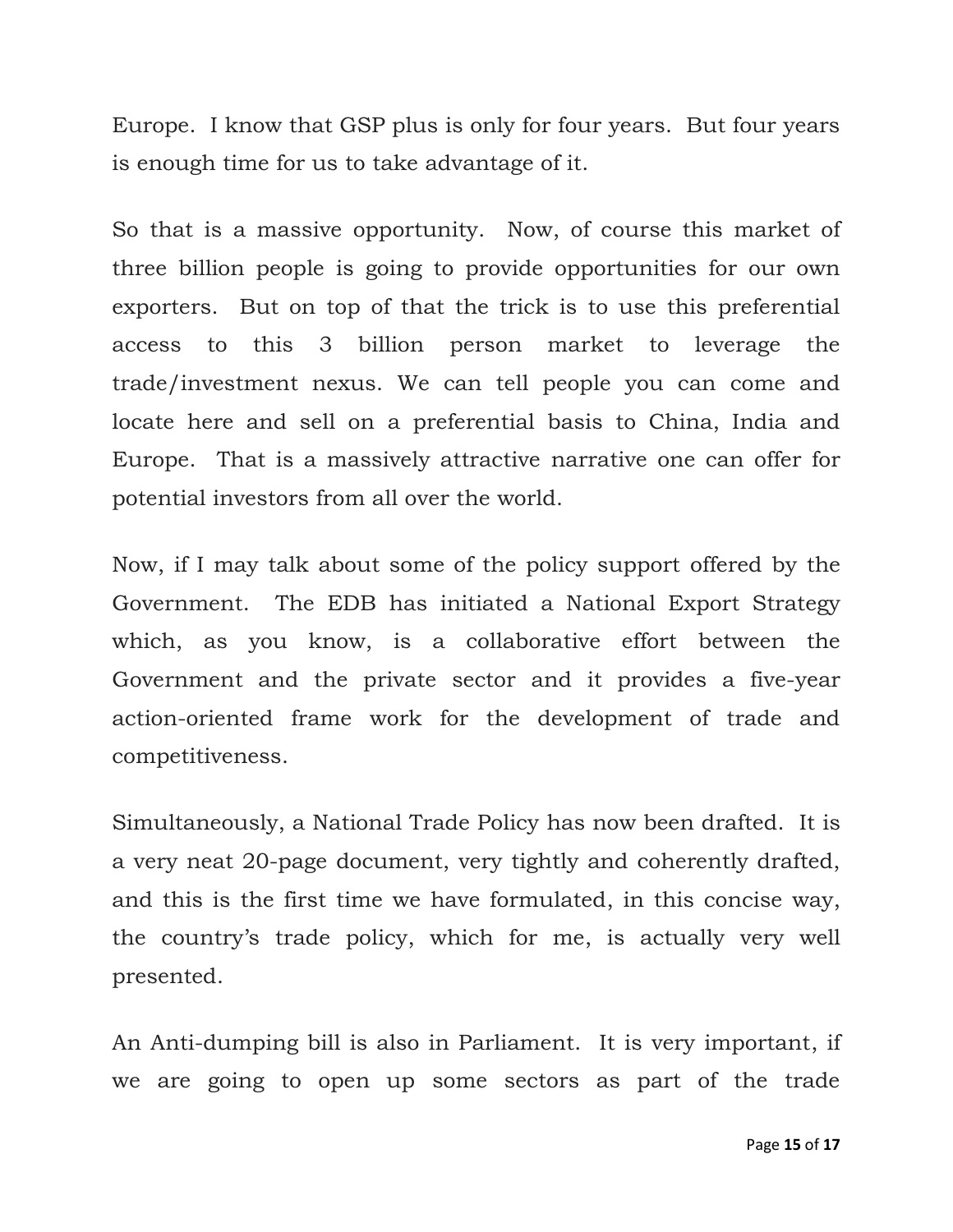Europe. I know that GSP plus is only for four years. But four years is enough time for us to take advantage of it.

So that is a massive opportunity. Now, of course this market of three billion people is going to provide opportunities for our own exporters. But on top of that the trick is to use this preferential access to this 3 billion person market to leverage the trade/investment nexus. We can tell people you can come and locate here and sell on a preferential basis to China, India and Europe. That is a massively attractive narrative one can offer for potential investors from all over the world.

Now, if I may talk about some of the policy support offered by the Government. The EDB has initiated a National Export Strategy which, as you know, is a collaborative effort between the Government and the private sector and it provides a five-year action-oriented frame work for the development of trade and competitiveness.

Simultaneously, a National Trade Policy has now been drafted. It is a very neat 20-page document, very tightly and coherently drafted, and this is the first time we have formulated, in this concise way, the country's trade policy, which for me, is actually very well presented.

An Anti-dumping bill is also in Parliament. It is very important, if we are going to open up some sectors as part of the trade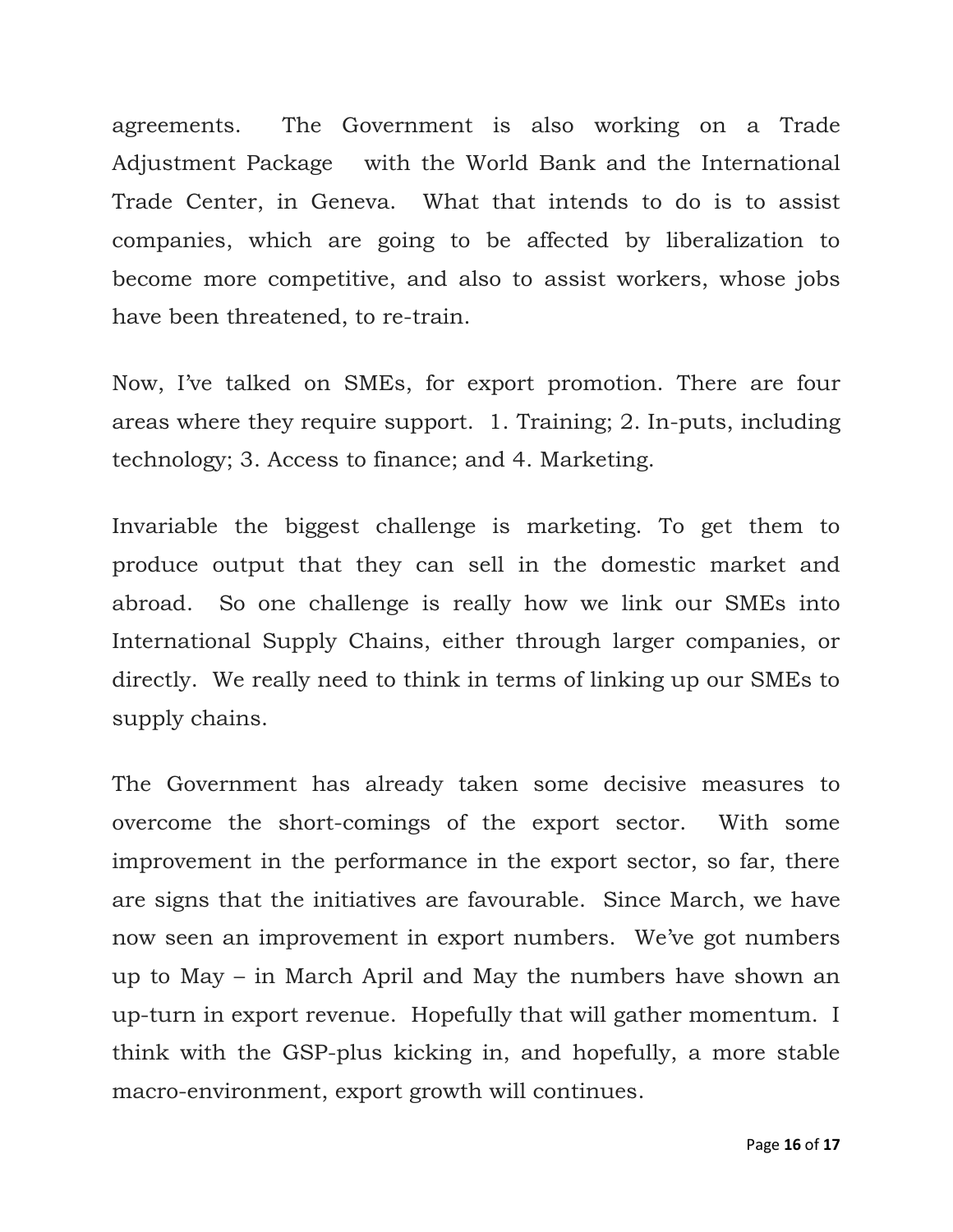agreements. The Government is also working on a Trade Adjustment Package with the World Bank and the International Trade Center, in Geneva. What that intends to do is to assist companies, which are going to be affected by liberalization to become more competitive, and also to assist workers, whose jobs have been threatened, to re-train.

Now, I've talked on SMEs, for export promotion. There are four areas where they require support. 1. Training; 2. In-puts, including technology; 3. Access to finance; and 4. Marketing.

Invariable the biggest challenge is marketing. To get them to produce output that they can sell in the domestic market and abroad. So one challenge is really how we link our SMEs into International Supply Chains, either through larger companies, or directly. We really need to think in terms of linking up our SMEs to supply chains.

The Government has already taken some decisive measures to overcome the short-comings of the export sector. With some improvement in the performance in the export sector, so far, there are signs that the initiatives are favourable. Since March, we have now seen an improvement in export numbers. We've got numbers up to May – in March April and May the numbers have shown an up-turn in export revenue. Hopefully that will gather momentum. I think with the GSP-plus kicking in, and hopefully, a more stable macro-environment, export growth will continues.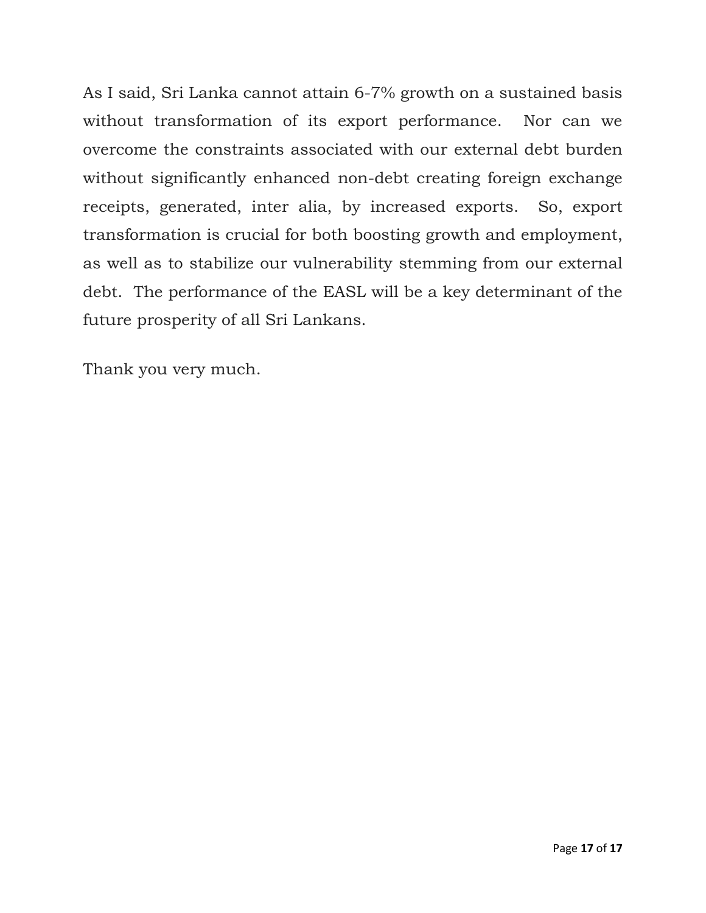As I said, Sri Lanka cannot attain 6-7% growth on a sustained basis without transformation of its export performance. Nor can we overcome the constraints associated with our external debt burden without significantly enhanced non-debt creating foreign exchange receipts, generated, inter alia, by increased exports. So, export transformation is crucial for both boosting growth and employment, as well as to stabilize our vulnerability stemming from our external debt. The performance of the EASL will be a key determinant of the future prosperity of all Sri Lankans.

Thank you very much.